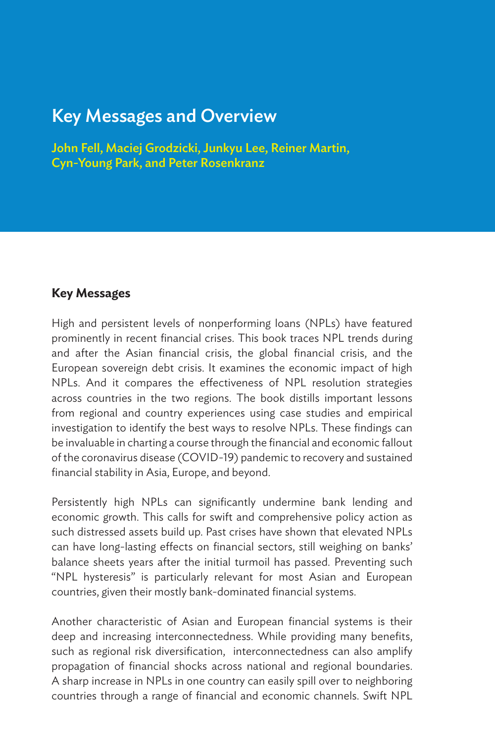# Key Messages and Overview

**John Fell, Maciej Grodzicki, Junkyu Lee, Reiner Martin, Cyn-Young Park, and Peter Rosenkranz**

## Key Messages

High and persistent levels of nonperforming loans (NPLs) have featured prominently in recent financial crises. This book traces NPL trends during and after the Asian financial crisis, the global financial crisis, and the European sovereign debt crisis. It examines the economic impact of high NPLs. And it compares the effectiveness of NPL resolution strategies across countries in the two regions. The book distills important lessons from regional and country experiences using case studies and empirical investigation to identify the best ways to resolve NPLs. These findings can be invaluable in charting a course through the financial and economic fallout of the coronavirus disease (COVID-19) pandemic to recovery and sustained financial stability in Asia, Europe, and beyond.

Persistently high NPLs can significantly undermine bank lending and economic growth. This calls for swift and comprehensive policy action as such distressed assets build up. Past crises have shown that elevated NPLs can have long-lasting effects on financial sectors, still weighing on banks' balance sheets years after the initial turmoil has passed. Preventing such "NPL hysteresis" is particularly relevant for most Asian and European countries, given their mostly bank-dominated financial systems.

Another characteristic of Asian and European financial systems is their deep and increasing interconnectedness. While providing many benefits, such as regional risk diversification, interconnectedness can also amplify propagation of financial shocks across national and regional boundaries. A sharp increase in NPLs in one country can easily spill over to neighboring countries through a range of financial and economic channels. Swift NPL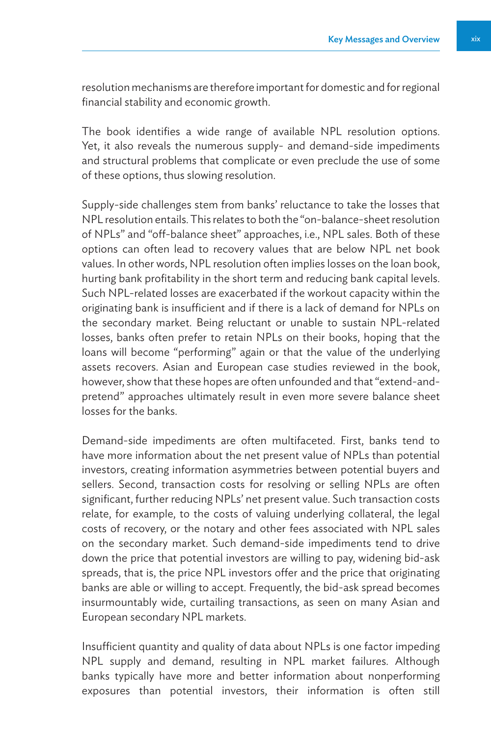resolution mechanisms are therefore important for domestic and for regional financial stability and economic growth.

The book identifies a wide range of available NPL resolution options. Yet, it also reveals the numerous supply- and demand-side impediments and structural problems that complicate or even preclude the use of some of these options, thus slowing resolution.

Supply-side challenges stem from banks' reluctance to take the losses that NPL resolution entails. This relates to both the "on-balance-sheet resolution of NPLs" and "off-balance sheet" approaches, i.e., NPL sales. Both of these options can often lead to recovery values that are below NPL net book values. In other words, NPL resolution often implies losses on the loan book, hurting bank profitability in the short term and reducing bank capital levels. Such NPL-related losses are exacerbated if the workout capacity within the originating bank is insufficient and if there is a lack of demand for NPLs on the secondary market. Being reluctant or unable to sustain NPL-related losses, banks often prefer to retain NPLs on their books, hoping that the loans will become "performing" again or that the value of the underlying assets recovers. Asian and European case studies reviewed in the book, however, show that these hopes are often unfounded and that "extend-and-pretend" approaches ultimately result in even more severe balance sheet losses for the banks.

Demand-side impediments are often multifaceted. First, banks tend to have more information about the net present value of NPLs than potential investors, creating information asymmetries between potential buyers and sellers. Second, transaction costs for resolving or selling NPLs are often significant, further reducing NPLs' net present value. Such transaction costs relate, for example, to the costs of valuing underlying collateral, the legal costs of recovery, or the notary and other fees associated with NPL sales on the secondary market. Such demand-side impediments tend to drive down the price that potential investors are willing to pay, widening bid-ask spreads, that is, the price NPL investors offer and the price that originating banks are able or willing to accept. Frequently, the bid-ask spread becomes insurmountably wide, curtailing transactions, as seen on many Asian and European secondary NPL markets.

Insufficient quantity and quality of data about NPLs is one factor impeding NPL supply and demand, resulting in NPL market failures. Although banks typically have more and better information about nonperforming exposures than potential investors, their information is often still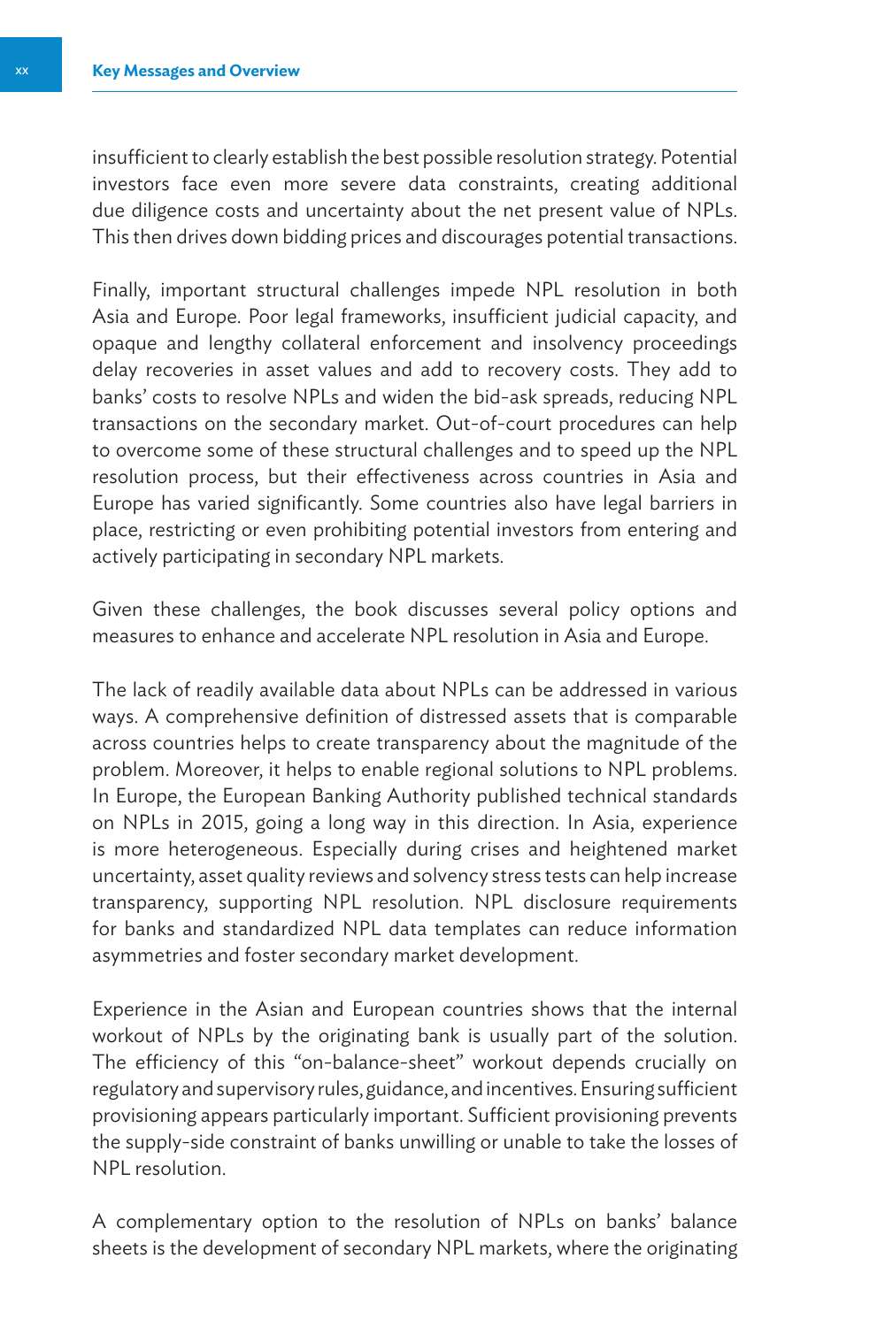insufficient to clearly establish the best possible resolution strategy. Potential investors face even more severe data constraints, creating additional due diligence costs and uncertainty about the net present value of NPLs. This then drives down bidding prices and discourages potential transactions.

Finally, important structural challenges impede NPL resolution in both Asia and Europe. Poor legal frameworks, insufficient judicial capacity, and opaque and lengthy collateral enforcement and insolvency proceedings delay recoveries in asset values and add to recovery costs. They add to banks' costs to resolve NPLs and widen the bid-ask spreads, reducing NPL transactions on the secondary market. Out-of-court procedures can help to overcome some of these structural challenges and to speed up the NPL resolution process, but their effectiveness across countries in Asia and Europe has varied significantly. Some countries also have legal barriers in place, restricting or even prohibiting potential investors from entering and actively participating in secondary NPL markets.

Given these challenges, the book discusses several policy options and measures to enhance and accelerate NPL resolution in Asia and Europe.

The lack of readily available data about NPLs can be addressed in various ways. A comprehensive definition of distressed assets that is comparable across countries helps to create transparency about the magnitude of the problem. Moreover, it helps to enable regional solutions to NPL problems. In Europe, the European Banking Authority published technical standards on NPLs in 2015, going a long way in this direction. In Asia, experience is more heterogeneous. Especially during crises and heightened market uncertainty, asset quality reviews and solvency stress tests can help increase transparency, supporting NPL resolution. NPL disclosure requirements for banks and standardized NPL data templates can reduce information asymmetries and foster secondary market development.

Experience in the Asian and European countries shows that the internal workout of NPLs by the originating bank is usually part of the solution. The efficiency of this "on-balance-sheet" workout depends crucially on regulatory and supervisory rules, guidance, and incentives. Ensuring sufficient provisioning appears particularly important. Sufficient provisioning prevents the supply-side constraint of banks unwilling or unable to take the losses of NPL resolution.

A complementary option to the resolution of NPLs on banks' balance sheets is the development of secondary NPL markets, where the originating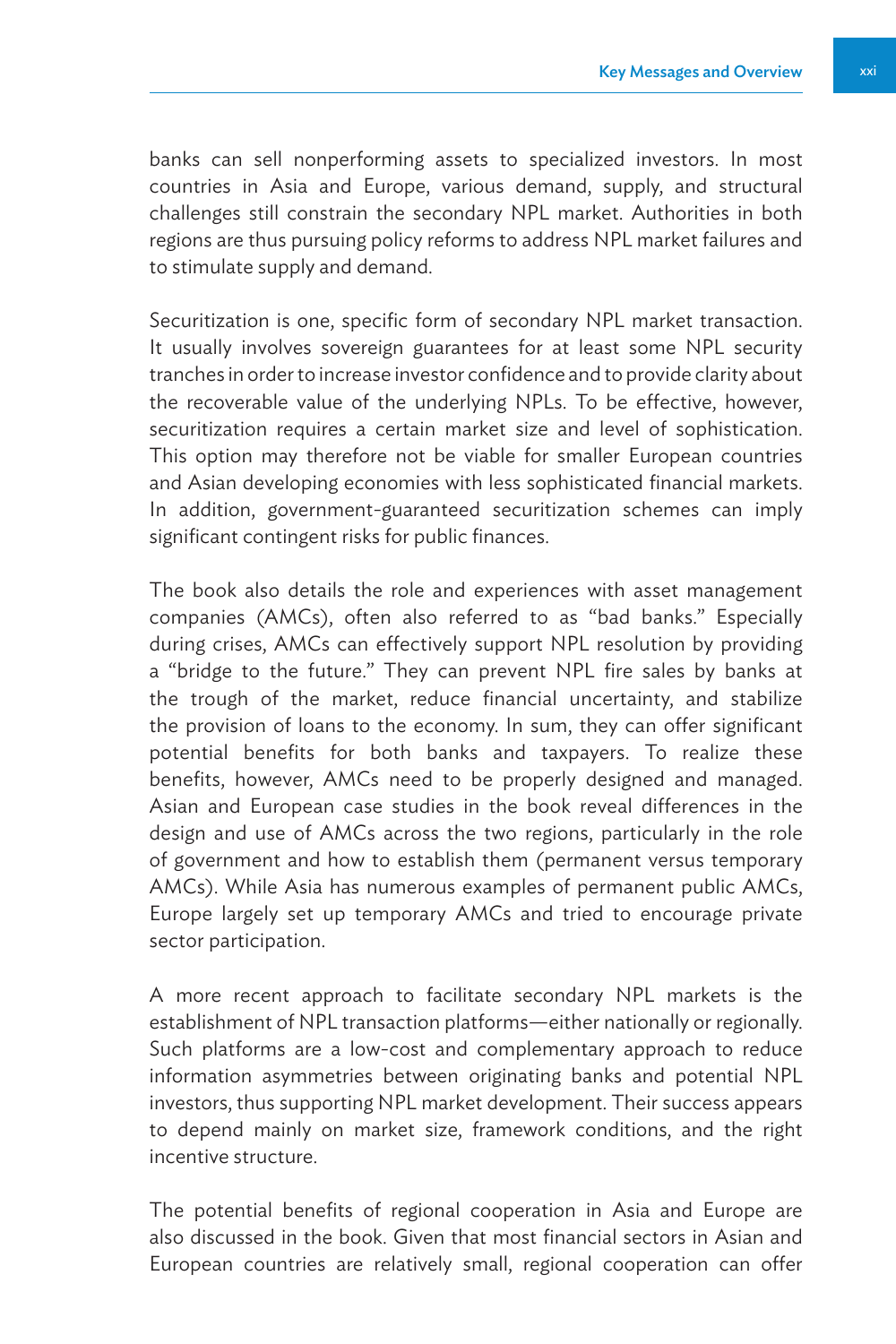banks can sell nonperforming assets to specialized investors. In most countries in Asia and Europe, various demand, supply, and structural challenges still constrain the secondary NPL market. Authorities in both regions are thus pursuing policy reforms to address NPL market failures and to stimulate supply and demand.

Securitization is one, specific form of secondary NPL market transaction. It usually involves sovereign guarantees for at least some NPL security tranches in order to increase investor confidence and to provide clarity about the recoverable value of the underlying NPLs. To be effective, however, securitization requires a certain market size and level of sophistication. This option may therefore not be viable for smaller European countries and Asian developing economies with less sophisticated financial markets. In addition, government-guaranteed securitization schemes can imply significant contingent risks for public finances.

The book also details the role and experiences with asset management companies (AMCs), often also referred to as "bad banks." Especially during crises, AMCs can effectively support NPL resolution by providing a "bridge to the future." They can prevent NPL fire sales by banks at the trough of the market, reduce financial uncertainty, and stabilize the provision of loans to the economy. In sum, they can offer significant potential benefits for both banks and taxpayers. To realize these benefits, however, AMCs need to be properly designed and managed. Asian and European case studies in the book reveal differences in the design and use of AMCs across the two regions, particularly in the role of government and how to establish them (permanent versus temporary AMCs). While Asia has numerous examples of permanent public AMCs, Europe largely set up temporary AMCs and tried to encourage private sector participation.

A more recent approach to facilitate secondary NPL markets is the establishment of NPL transaction platforms—either nationally or regionally. Such platforms are a low-cost and complementary approach to reduce information asymmetries between originating banks and potential NPL investors, thus supporting NPL market development. Their success appears to depend mainly on market size, framework conditions, and the right incentive structure.

The potential benefits of regional cooperation in Asia and Europe are also discussed in the book. Given that most financial sectors in Asian and European countries are relatively small, regional cooperation can offer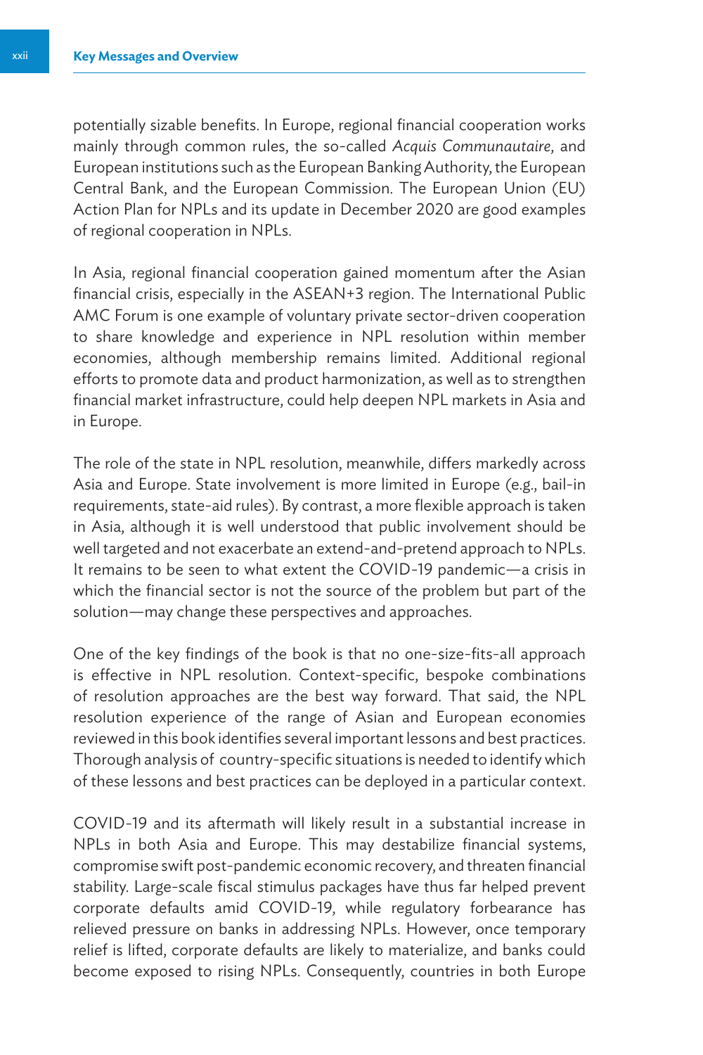potentially sizable benefits. In Europe, regional financial cooperation works mainly through common rules, the so-called *Acquis Communautaire*, and European institutions such as the European Banking Authority, the European Central Bank, and the European Commission. The European Union (EU) Action Plan for NPLs and its update in December 2020 are good examples of regional cooperation in NPLs.

In Asia, regional financial cooperation gained momentum after the Asian financial crisis, especially in the ASEAN+3 region. The International Public AMC Forum is one example of voluntary private sector-driven cooperation to share knowledge and experience in NPL resolution within member economies, although membership remains limited. Additional regional efforts to promote data and product harmonization, as well as to strengthen financial market infrastructure, could help deepen NPL markets in Asia and in Europe.

The role of the state in NPL resolution, meanwhile, differs markedly across Asia and Europe. State involvement is more limited in Europe (e.g., bail-in requirements, state-aid rules). By contrast, a more flexible approach is taken in Asia, although it is well understood that public involvement should be well targeted and not exacerbate an extend-and-pretend approach to NPLs. It remains to be seen to what extent the COVID-19 pandemic—a crisis in which the financial sector is not the source of the problem but part of the solution—may change these perspectives and approaches.

One of the key findings of the book is that no one-size-fits-all approach is effective in NPL resolution. Context-specific, bespoke combinations of resolution approaches are the best way forward. That said, the NPL resolution experience of the range of Asian and European economies reviewed in this book identifies several important lessons and best practices. Thorough analysis of country-specific situations is needed to identify which of these lessons and best practices can be deployed in a particular context.

COVID-19 and its aftermath will likely result in a substantial increase in NPLs in both Asia and Europe. This may destabilize financial systems, compromise swift post-pandemic economic recovery, and threaten financial stability. Large-scale fiscal stimulus packages have thus far helped prevent corporate defaults amid COVID-19, while regulatory forbearance has relieved pressure on banks in addressing NPLs. However, once temporary relief is lifted, corporate defaults are likely to materialize, and banks could become exposed to rising NPLs. Consequently, countries in both Europe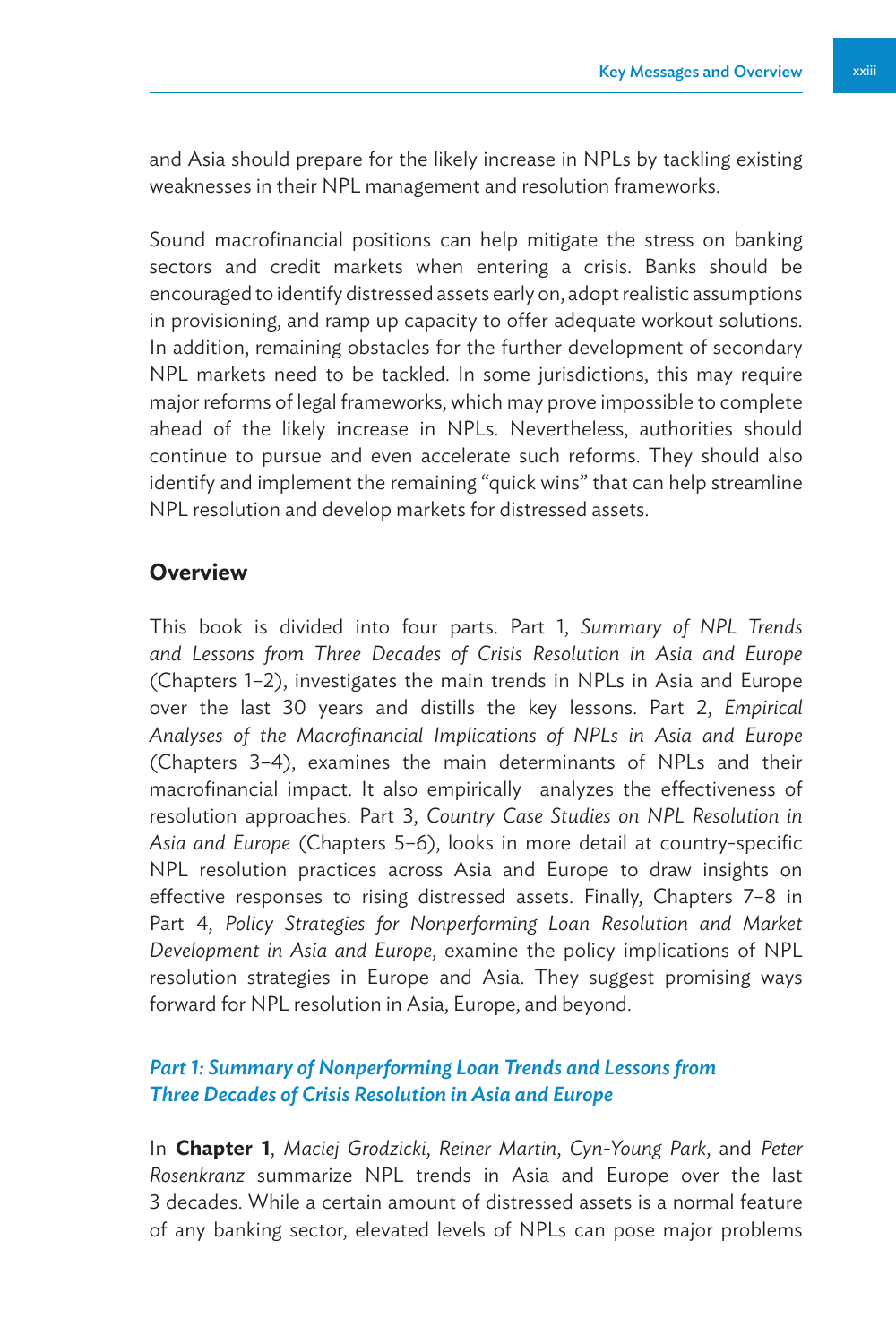and Asia should prepare for the likely increase in NPLs by tackling existing weaknesses in their NPL management and resolution frameworks.

Sound macrofinancial positions can help mitigate the stress on banking sectors and credit markets when entering a crisis. Banks should be encouraged to identify distressed assets early on, adopt realistic assumptions in provisioning, and ramp up capacity to offer adequate workout solutions. In addition, remaining obstacles for the further development of secondary NPL markets need to be tackled. In some jurisdictions, this may require major reforms of legal frameworks, which may prove impossible to complete ahead of the likely increase in NPLs. Nevertheless, authorities should continue to pursue and even accelerate such reforms. They should also identify and implement the remaining "quick wins" that can help streamline NPL resolution and develop markets for distressed assets.

## Overview

This book is divided into four parts. Part 1, *Summary of NPL Trends and Lessons from Three Decades of Crisis Resolution in Asia and Europe* (Chapters 1–2), investigates the main trends in NPLs in Asia and Europe over the last 30 years and distills the key lessons. Part 2, *Empirical Analyses of the Macrofinancial Implications of NPLs in Asia and Europe* (Chapters 3–4), examines the main determinants of NPLs and their macrofinancial impact. It also empirically analyzes the effectiveness of resolution approaches. Part 3, *Country Case Studies on NPL Resolution in Asia and Europe* (Chapters 5–6), looks in more detail at country-specific NPL resolution practices across Asia and Europe to draw insights on effective responses to rising distressed assets. Finally, Chapters 7–8 in Part 4, *Policy Strategies for Nonperforming Loan Resolution and Market Development in Asia and Europe*, examine the policy implications of NPL resolution strategies in Europe and Asia. They suggest promising ways forward for NPL resolution in Asia, Europe, and beyond.

### *Part 1: Summary of Nonperforming Loan Trends and Lessons from Three Decades of Crisis Resolution in Asia and Europe*

In **Chapter 1**, *Maciej Grodzicki, Reiner Martin, Cyn-Young Park,* and *Peter Rosenkranz* summarize NPL trends in Asia and Europe over the last 3 decades. While a certain amount of distressed assets is a normal feature of any banking sector, elevated levels of NPLs can pose major problems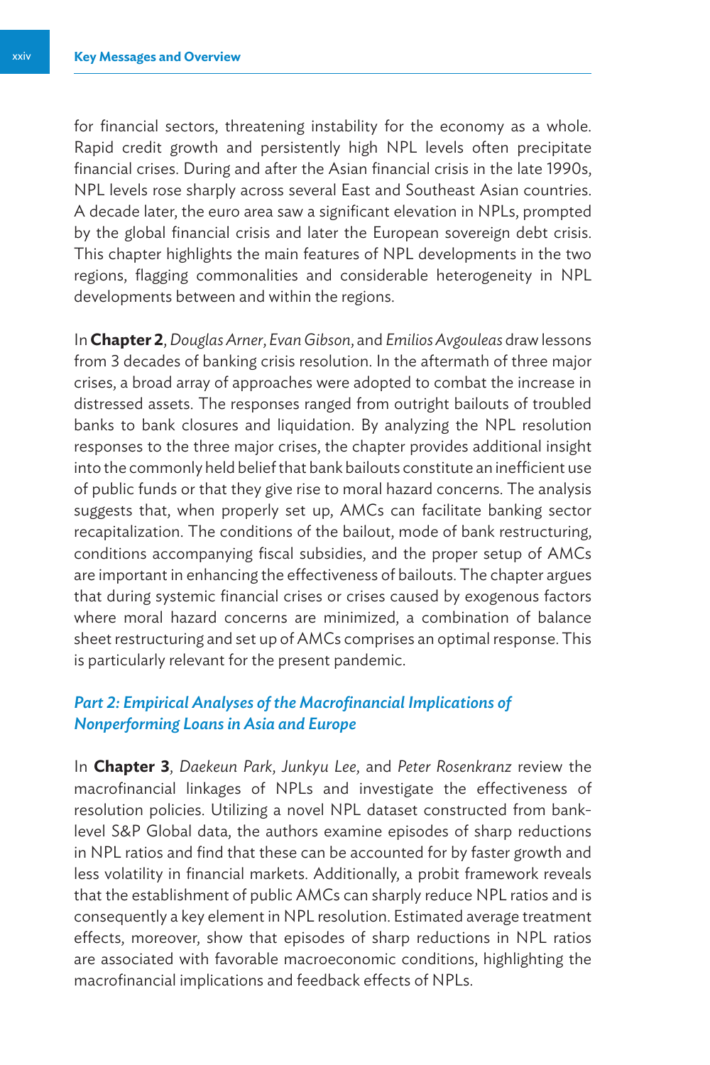for financial sectors, threatening instability for the economy as a whole. Rapid credit growth and persistently high NPL levels often precipitate financial crises. During and after the Asian financial crisis in the late 1990s, NPL levels rose sharply across several East and Southeast Asian countries. A decade later, the euro area saw a significant elevation in NPLs, prompted by the global financial crisis and later the European sovereign debt crisis. This chapter highlights the main features of NPL developments in the two regions, flagging commonalities and considerable heterogeneity in NPL developments between and within the regions.

In **Chapter 2**, *Douglas Arner*, *Evan Gibson*, and *Emilios Avgouleas* draw lessons from 3 decades of banking crisis resolution. In the aftermath of three major crises, a broad array of approaches were adopted to combat the increase in distressed assets. The responses ranged from outright bailouts of troubled banks to bank closures and liquidation. By analyzing the NPL resolution responses to the three major crises, the chapter provides additional insight into the commonly held belief that bank bailouts constitute an inefficient use of public funds or that they give rise to moral hazard concerns. The analysis suggests that, when properly set up, AMCs can facilitate banking sector recapitalization. The conditions of the bailout, mode of bank restructuring, conditions accompanying fiscal subsidies, and the proper setup of AMCs are important in enhancing the effectiveness of bailouts. The chapter argues that during systemic financial crises or crises caused by exogenous factors where moral hazard concerns are minimized, a combination of balance sheet restructuring and set up of AMCs comprises an optimal response. This is particularly relevant for the present pandemic.

### *Part 2: Empirical Analyses of the Macrofinancial Implications of Nonperforming Loans in Asia and Europe*

In **Chapter 3**, *Daekeun Park*, *Junkyu Lee*, and *Peter Rosenkranz* review the macrofinancial linkages of NPLs and investigate the effectiveness of resolution policies. Utilizing a novel NPL dataset constructed from bank-level S&P Global data, the authors examine episodes of sharp reductions in NPL ratios and find that these can be accounted for by faster growth and less volatility in financial markets. Additionally, a probit framework reveals that the establishment of public AMCs can sharply reduce NPL ratios and is consequently a key element in NPL resolution. Estimated average treatment effects, moreover, show that episodes of sharp reductions in NPL ratios are associated with favorable macroeconomic conditions, highlighting the macrofinancial implications and feedback effects of NPLs.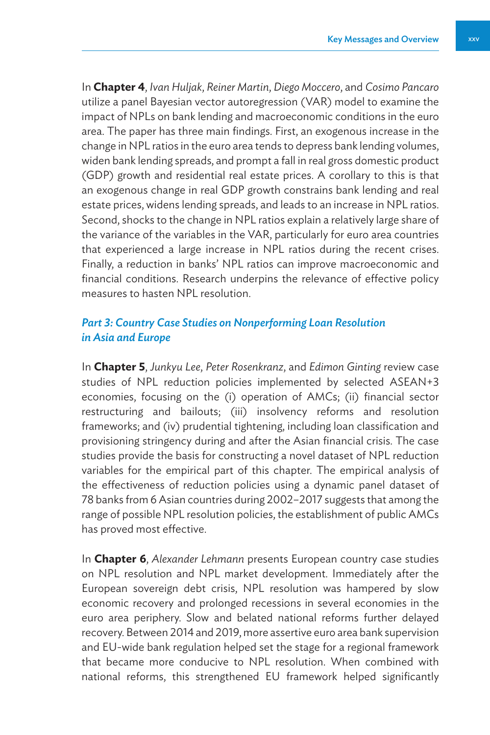In **Chapter 4**, *Ivan Huljak*, *Reiner Martin*, *Diego Moccero*, and *Cosimo Pancaro* utilize a panel Bayesian vector autoregression (VAR) model to examine the impact of NPLs on bank lending and macroeconomic conditions in the euro area. The paper has three main findings. First, an exogenous increase in the change in NPL ratios in the euro area tends to depress bank lending volumes, widen bank lending spreads, and prompt a fall in real gross domestic product (GDP) growth and residential real estate prices. A corollary to this is that an exogenous change in real GDP growth constrains bank lending and real estate prices, widens lending spreads, and leads to an increase in NPL ratios. Second, shocks to the change in NPL ratios explain a relatively large share of the variance of the variables in the VAR, particularly for euro area countries that experienced a large increase in NPL ratios during the recent crises. Finally, a reduction in banks' NPL ratios can improve macroeconomic and financial conditions. Research underpins the relevance of effective policy measures to hasten NPL resolution.

### *Part 3: Country Case Studies on Nonperforming Loan Resolution in Asia and Europe*

In **Chapter 5**, *Junkyu Lee*, *Peter Rosenkranz*, and *Edimon Ginting* review case studies of NPL reduction policies implemented by selected ASEAN+3 economies, focusing on the (i) operation of AMCs; (ii) financial sector restructuring and bailouts; (iii) insolvency reforms and resolution frameworks; and (iv) prudential tightening, including loan classification and provisioning stringency during and after the Asian financial crisis. The case studies provide the basis for constructing a novel dataset of NPL reduction variables for the empirical part of this chapter. The empirical analysis of the effectiveness of reduction policies using a dynamic panel dataset of 78 banks from 6 Asian countries during 2002–2017 suggests that among the range of possible NPL resolution policies, the establishment of public AMCs has proved most effective.

In **Chapter 6**, *Alexander Lehmann* presents European country case studies on NPL resolution and NPL market development. Immediately after the European sovereign debt crisis, NPL resolution was hampered by slow economic recovery and prolonged recessions in several economies in the euro area periphery. Slow and belated national reforms further delayed recovery. Between 2014 and 2019, more assertive euro area bank supervision and EU-wide bank regulation helped set the stage for a regional framework that became more conducive to NPL resolution. When combined with national reforms, this strengthened EU framework helped significantly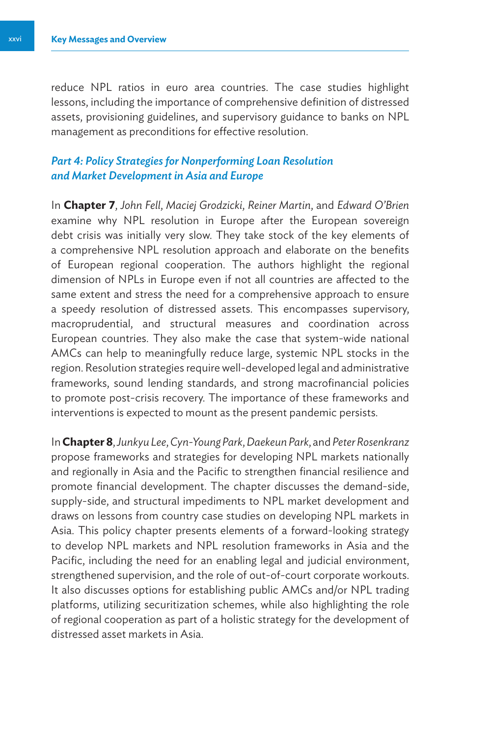reduce NPL ratios in euro area countries. The case studies highlight lessons, including the importance of comprehensive definition of distressed assets, provisioning guidelines, and supervisory guidance to banks on NPL management as preconditions for effective resolution.

### *Part 4: Policy Strategies for Nonperforming Loan Resolution and Market Development in Asia and Europe*

In **Chapter 7**, *John Fell*, *Maciej Grodzicki*, *Reiner Martin*, and *Edward O'Brien* examine why NPL resolution in Europe after the European sovereign debt crisis was initially very slow. They take stock of the key elements of a comprehensive NPL resolution approach and elaborate on the benefits of European regional cooperation. The authors highlight the regional dimension of NPLs in Europe even if not all countries are affected to the same extent and stress the need for a comprehensive approach to ensure a speedy resolution of distressed assets. This encompasses supervisory, macroprudential, and structural measures and coordination across European countries. They also make the case that system-wide national AMCs can help to meaningfully reduce large, systemic NPL stocks in the region. Resolution strategies require well-developed legal and administrative frameworks, sound lending standards, and strong macrofinancial policies to promote post-crisis recovery. The importance of these frameworks and interventions is expected to mount as the present pandemic persists.

In **Chapter 8**, *Junkyu Lee*, *Cyn-Young Park*, *Daekeun Park*, and *Peter Rosenkranz* propose frameworks and strategies for developing NPL markets nationally and regionally in Asia and the Pacific to strengthen financial resilience and promote financial development. The chapter discusses the demand-side, supply-side, and structural impediments to NPL market development and draws on lessons from country case studies on developing NPL markets in Asia. This policy chapter presents elements of a forward-looking strategy to develop NPL markets and NPL resolution frameworks in Asia and the Pacific, including the need for an enabling legal and judicial environment, strengthened supervision, and the role of out-of-court corporate workouts. It also discusses options for establishing public AMCs and/or NPL trading platforms, utilizing securitization schemes, while also highlighting the role of regional cooperation as part of a holistic strategy for the development of distressed asset markets in Asia.